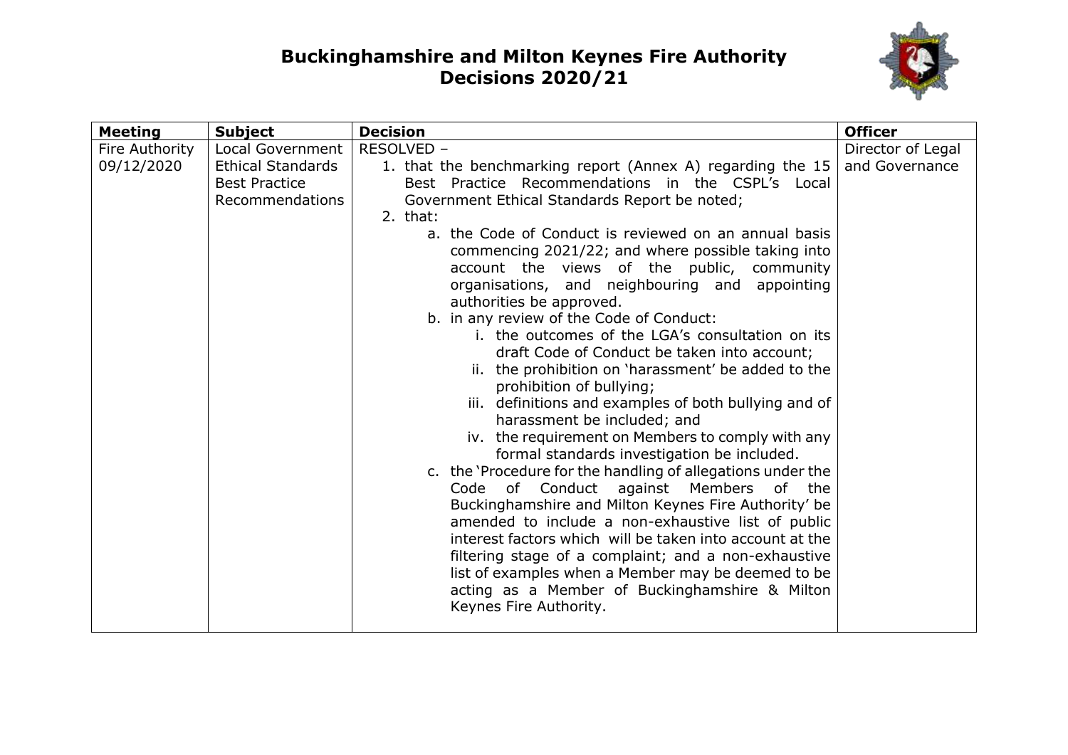# Buckinghamshire and Milton Keynes Fire Authority Decisions 2020/21

| Meeting | Subject | Decision | Officer |
|---|---|---|---|
| Fire Authority 09/12/2020 | Local Government Ethical Standards Best Practice Recommendations | RESOLVED –<br>1. that the benchmarking report (Annex A) regarding the 15 Best Practice Recommendations in the CSPL's Local Government Ethical Standards Report be noted;<br>2. that:<br>a. the Code of Conduct is reviewed on an annual basis commencing 2021/22; and where possible taking into account the views of the public, community organisations, and neighbouring and appointing authorities be approved.<br>b. in any review of the Code of Conduct:<br>i. the outcomes of the LGA's consultation on its draft Code of Conduct be taken into account;<br>ii. the prohibition on 'harassment' be added to the prohibition of bullying;<br>iii. definitions and examples of both bullying and of harassment be included; and<br>iv. the requirement on Members to comply with any formal standards investigation be included.<br>c. the 'Procedure for the handling of allegations under the Code of Conduct against Members of the Buckinghamshire and Milton Keynes Fire Authority' be amended to include a non-exhaustive list of public interest factors which will be taken into account at the filtering stage of a complaint; and a non-exhaustive list of examples when a Member may be deemed to be acting as a Member of Buckinghamshire & Milton Keynes Fire Authority. | Director of Legal and Governance |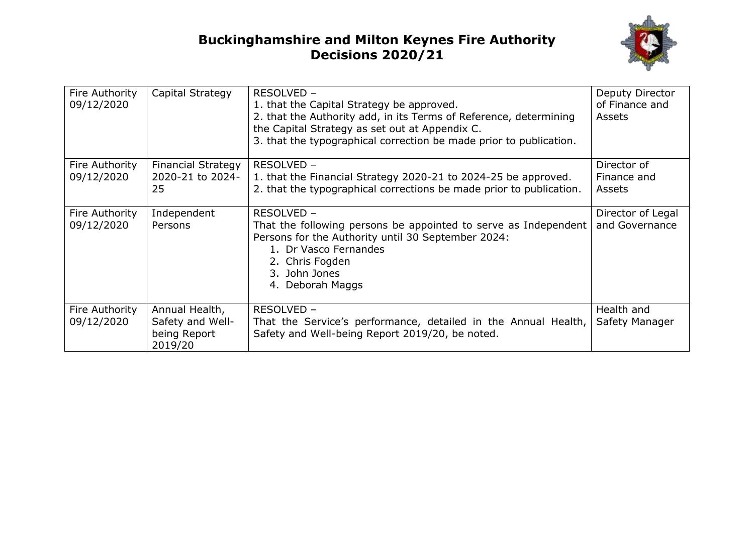# Buckinghamshire and Milton Keynes Fire Authority Decisions 2020/21

| | | | |
|---|---|---|---|
| Fire Authority 09/12/2020 | Capital Strategy | RESOLVED –<br>1. that the Capital Strategy be approved.<br>2. that the Authority add, in its Terms of Reference, determining the Capital Strategy as set out at Appendix C.<br>3. that the typographical correction be made prior to publication. | Deputy Director of Finance and Assets |
| Fire Authority 09/12/2020 | Financial Strategy 2020-21 to 2024-25 | RESOLVED –<br>1. that the Financial Strategy 2020-21 to 2024-25 be approved.<br>2. that the typographical corrections be made prior to publication. | Director of Finance and Assets |
| Fire Authority 09/12/2020 | Independent Persons | RESOLVED –<br>That the following persons be appointed to serve as Independent Persons for the Authority until 30 September 2024:<br>1. Dr Vasco Fernandes<br>2. Chris Fogden<br>3. John Jones<br>4. Deborah Maggs | Director of Legal and Governance |
| Fire Authority 09/12/2020 | Annual Health, Safety and Well-being Report 2019/20 | RESOLVED –<br>That the Service's performance, detailed in the Annual Health, Safety and Well-being Report 2019/20, be noted. | Health and Safety Manager |